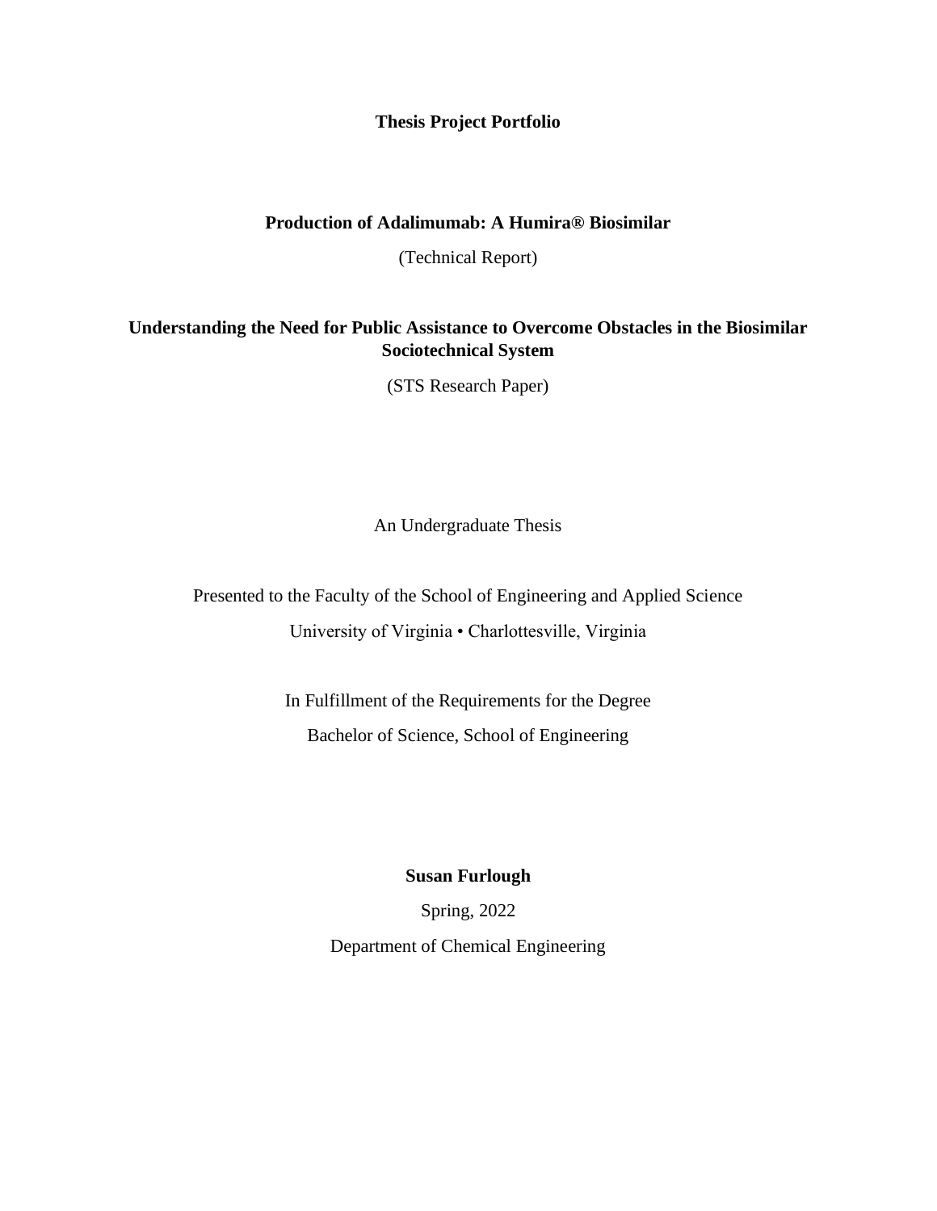# Thesis Project Portfolio

## Production of Adalimumab: A Humira® Biosimilar

(Technical Report)

## Understanding the Need for Public Assistance to Overcome Obstacles in the Biosimilar Sociotechnical System

(STS Research Paper)

An Undergraduate Thesis

Presented to the Faculty of the School of Engineering and Applied Science

University of Virginia • Charlottesville, Virginia

In Fulfillment of the Requirements for the Degree

Bachelor of Science, School of Engineering

**Susan Furlough**

Spring, 2022

Department of Chemical Engineering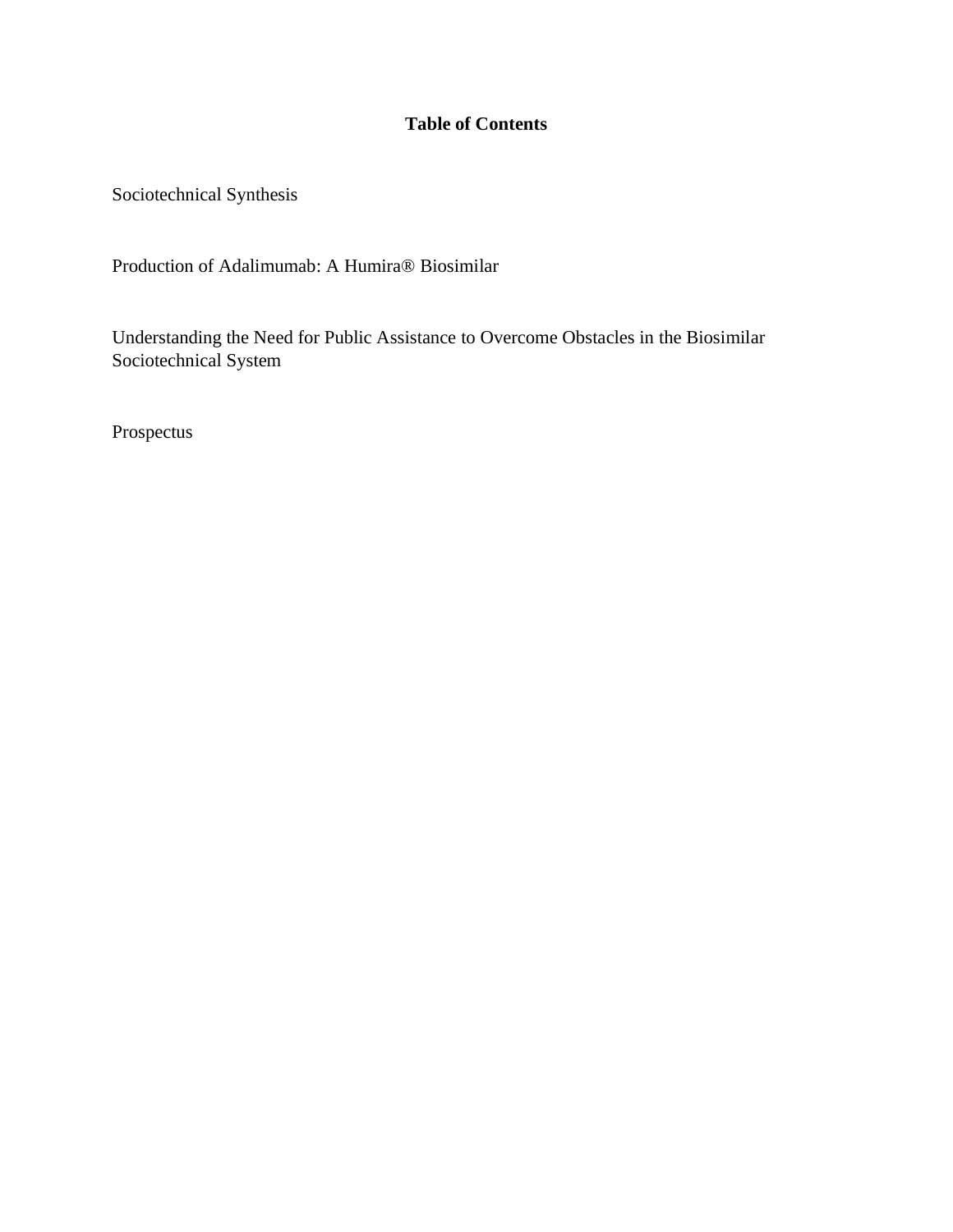# Table of Contents

Sociotechnical Synthesis

Production of Adalimumab: A Humira® Biosimilar

Understanding the Need for Public Assistance to Overcome Obstacles in the Biosimilar Sociotechnical System

Prospectus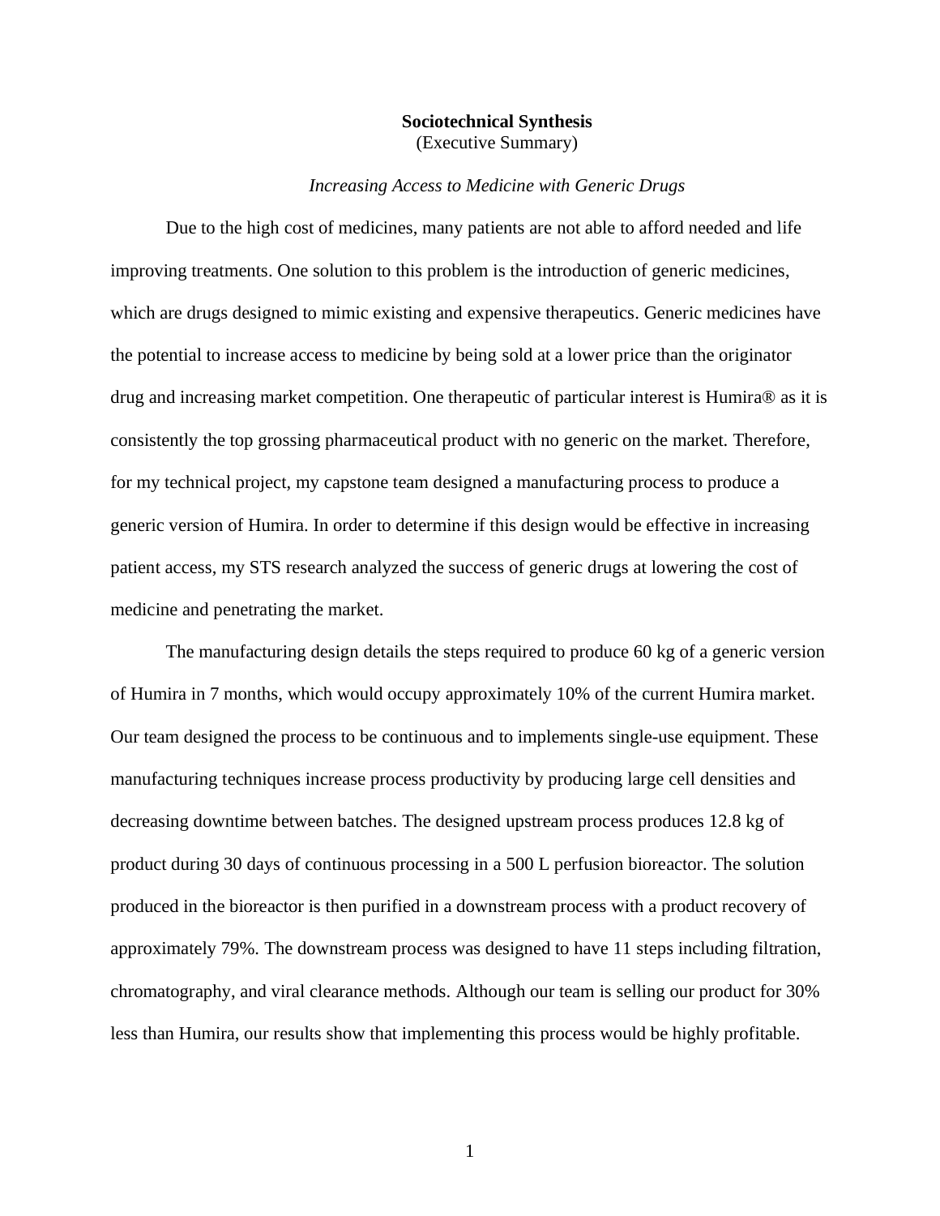**Sociotechnical Synthesis**
(Executive Summary)

*Increasing Access to Medicine with Generic Drugs*

Due to the high cost of medicines, many patients are not able to afford needed and life improving treatments. One solution to this problem is the introduction of generic medicines, which are drugs designed to mimic existing and expensive therapeutics. Generic medicines have the potential to increase access to medicine by being sold at a lower price than the originator drug and increasing market competition. One therapeutic of particular interest is Humira® as it is consistently the top grossing pharmaceutical product with no generic on the market. Therefore, for my technical project, my capstone team designed a manufacturing process to produce a generic version of Humira. In order to determine if this design would be effective in increasing patient access, my STS research analyzed the success of generic drugs at lowering the cost of medicine and penetrating the market.

The manufacturing design details the steps required to produce 60 kg of a generic version of Humira in 7 months, which would occupy approximately 10% of the current Humira market. Our team designed the process to be continuous and to implements single-use equipment. These manufacturing techniques increase process productivity by producing large cell densities and decreasing downtime between batches. The designed upstream process produces 12.8 kg of product during 30 days of continuous processing in a 500 L perfusion bioreactor. The solution produced in the bioreactor is then purified in a downstream process with a product recovery of approximately 79%. The downstream process was designed to have 11 steps including filtration, chromatography, and viral clearance methods. Although our team is selling our product for 30% less than Humira, our results show that implementing this process would be highly profitable.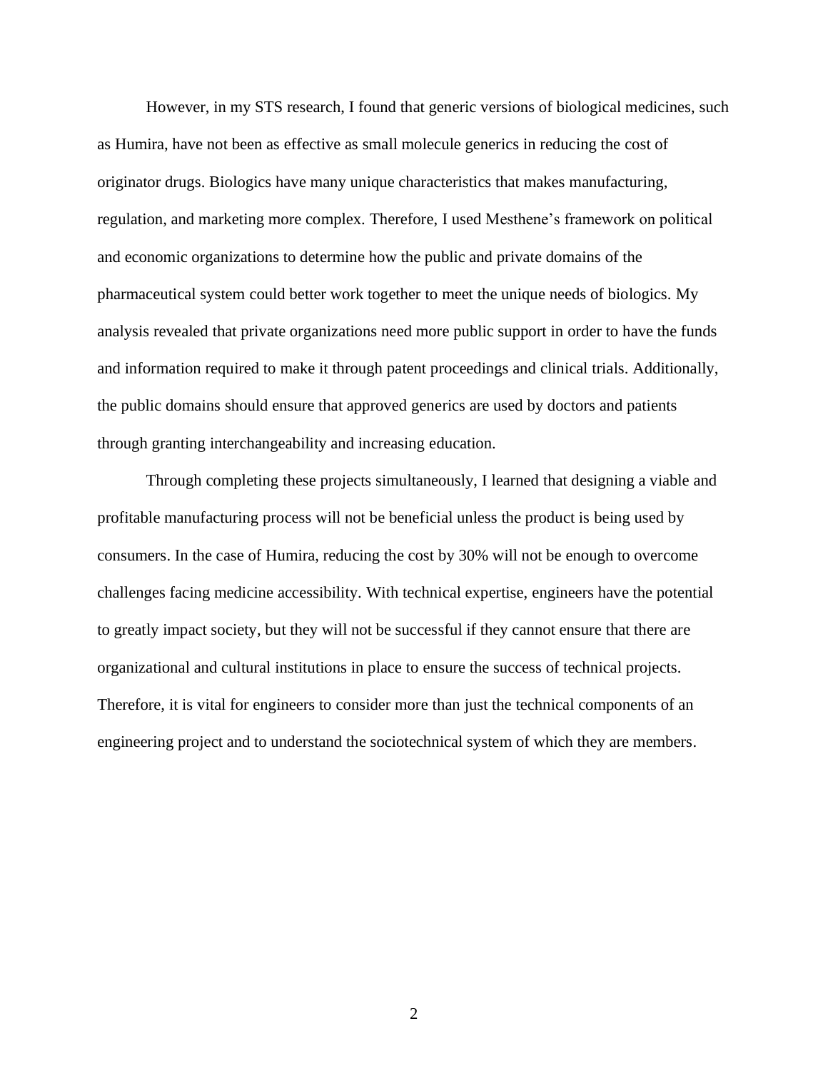However, in my STS research, I found that generic versions of biological medicines, such as Humira, have not been as effective as small molecule generics in reducing the cost of originator drugs. Biologics have many unique characteristics that makes manufacturing, regulation, and marketing more complex. Therefore, I used Mesthene's framework on political and economic organizations to determine how the public and private domains of the pharmaceutical system could better work together to meet the unique needs of biologics. My analysis revealed that private organizations need more public support in order to have the funds and information required to make it through patent proceedings and clinical trials. Additionally, the public domains should ensure that approved generics are used by doctors and patients through granting interchangeability and increasing education.

Through completing these projects simultaneously, I learned that designing a viable and profitable manufacturing process will not be beneficial unless the product is being used by consumers. In the case of Humira, reducing the cost by 30% will not be enough to overcome challenges facing medicine accessibility. With technical expertise, engineers have the potential to greatly impact society, but they will not be successful if they cannot ensure that there are organizational and cultural institutions in place to ensure the success of technical projects. Therefore, it is vital for engineers to consider more than just the technical components of an engineering project and to understand the sociotechnical system of which they are members.